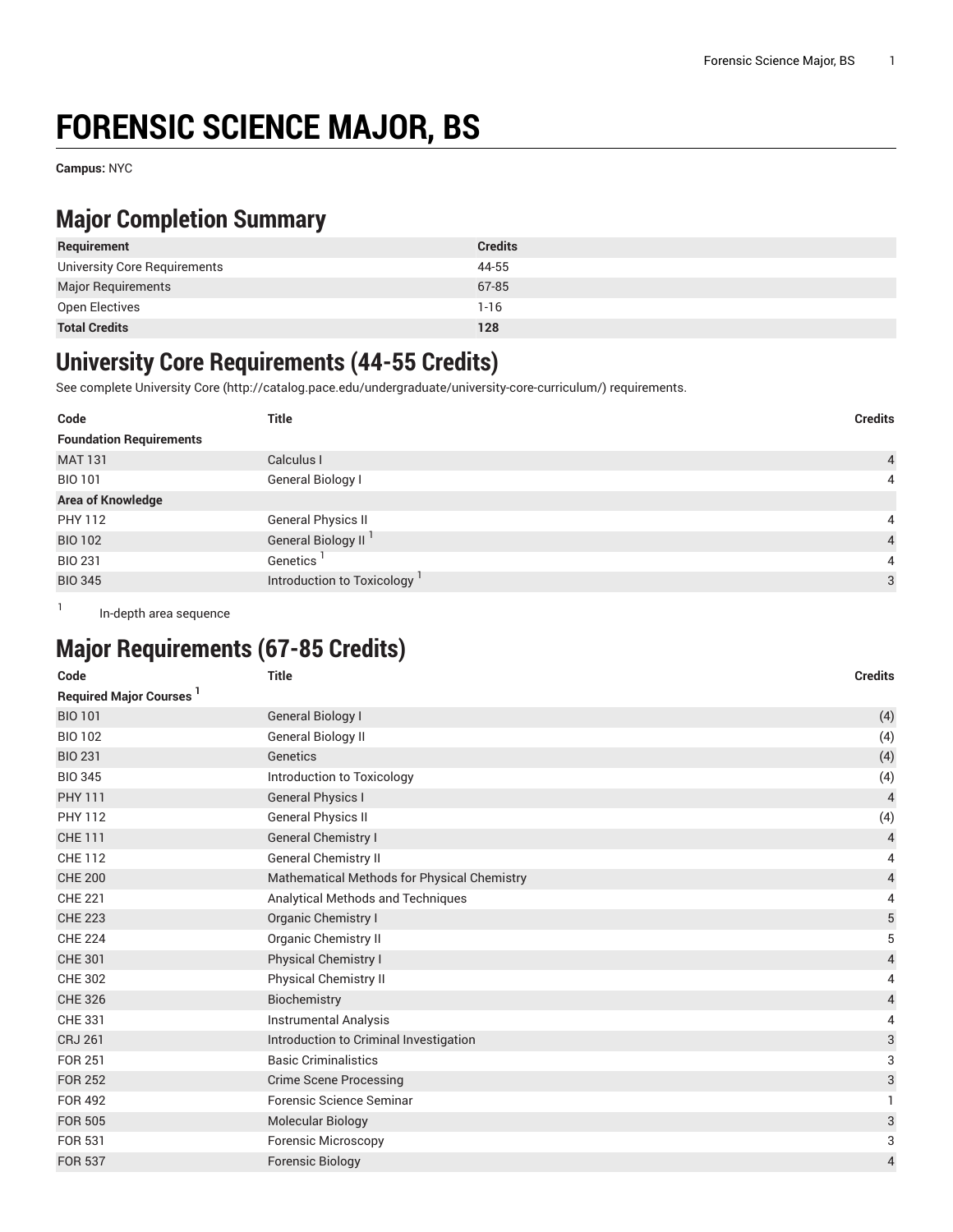# FORENSIC SCIENCE MAJOR, BS

**Campus:** NYC

## Major Completion Summary

| Requirement | Credits |
|---|---|
| University Core Requirements | 44-55 |
| Major Requirements | 67-85 |
| Open Electives | 1-16 |
| **Total Credits** | **128** |

## University Core Requirements (44-55 Credits)

See complete University Core (http://catalog.pace.edu/undergraduate/university-core-curriculum/) requirements.

| Code | Title | Credits |
|---|---|---|
| **Foundation Requirements** | | |
| MAT 131 | Calculus I | 4 |
| BIO 101 | General Biology I | 4 |
| **Area of Knowledge** | | |
| PHY 112 | General Physics II | 4 |
| BIO 102 | General Biology II [1] | 4 |
| BIO 231 | Genetics [1] | 4 |
| BIO 345 | Introduction to Toxicology [1] | 3 |

[1] In-depth area sequence

## Major Requirements (67-85 Credits)

| Code | Title | Credits |
|---|---|---|
| **Required Major Courses [1]** | | |
| BIO 101 | General Biology I | (4) |
| BIO 102 | General Biology II | (4) |
| BIO 231 | Genetics | (4) |
| BIO 345 | Introduction to Toxicology | (4) |
| PHY 111 | General Physics I | 4 |
| PHY 112 | General Physics II | (4) |
| CHE 111 | General Chemistry I | 4 |
| CHE 112 | General Chemistry II | 4 |
| CHE 200 | Mathematical Methods for Physical Chemistry | 4 |
| CHE 221 | Analytical Methods and Techniques | 4 |
| CHE 223 | Organic Chemistry I | 5 |
| CHE 224 | Organic Chemistry II | 5 |
| CHE 301 | Physical Chemistry I | 4 |
| CHE 302 | Physical Chemistry II | 4 |
| CHE 326 | Biochemistry | 4 |
| CHE 331 | Instrumental Analysis | 4 |
| CRJ 261 | Introduction to Criminal Investigation | 3 |
| FOR 251 | Basic Criminalistics | 3 |
| FOR 252 | Crime Scene Processing | 3 |
| FOR 492 | Forensic Science Seminar | 1 |
| FOR 505 | Molecular Biology | 3 |
| FOR 531 | Forensic Microscopy | 3 |
| FOR 537 | Forensic Biology | 4 |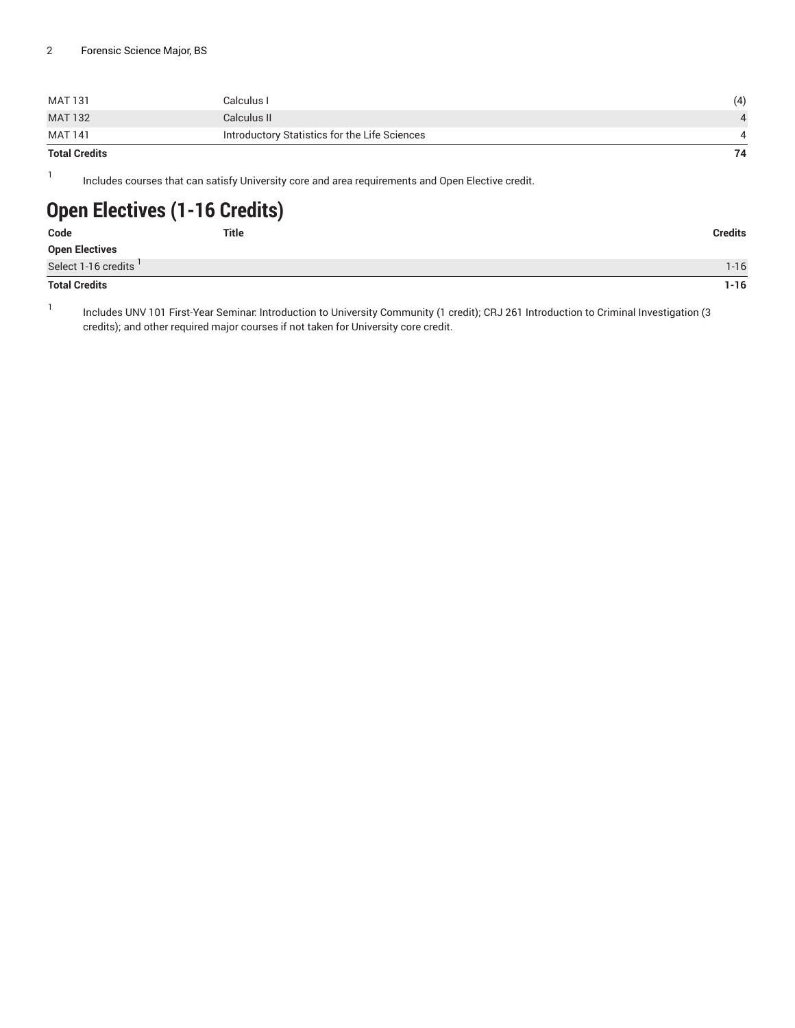| | | |
|---|---|---|
| MAT 131 | Calculus I | (4) |
| MAT 132 | Calculus II | 4 |
| MAT 141 | Introductory Statistics for the Life Sciences | 4 |
| **Total Credits** | | **74** |

[1] Includes courses that can satisfy University core and area requirements and Open Elective credit.

## Open Electives (1-16 Credits)

| Code | Title | Credits |
|---|---|---|
| **Open Electives** | | |
| Select 1-16 credits [1] | | 1-16 |
| **Total Credits** | | **1-16** |

[1] Includes UNV 101 First-Year Seminar: Introduction to University Community (1 credit); CRJ 261 Introduction to Criminal Investigation (3 credits); and other required major courses if not taken for University core credit.